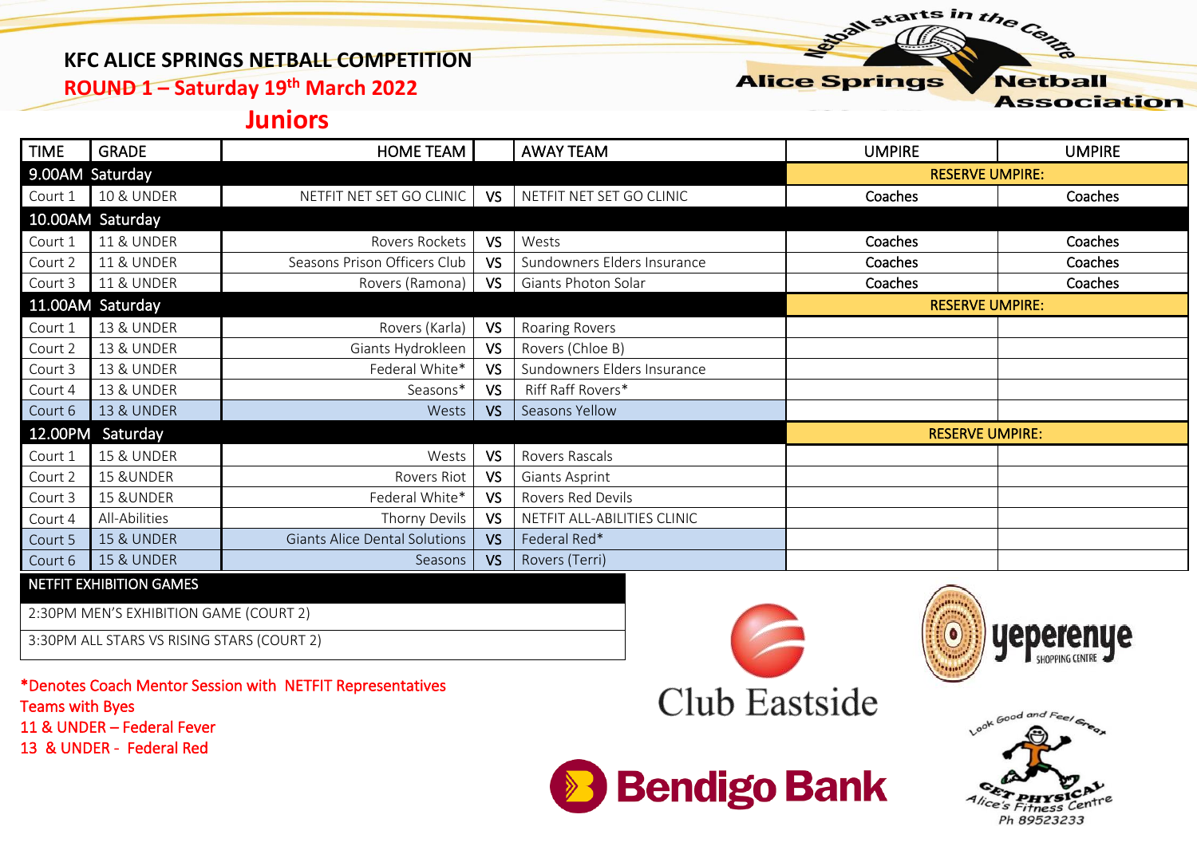# KFC ALICE SPRINGS NETBALL COMPETITION

## ROUND 1 – Saturday 19th March 2022

## Juniors

| TIME | GRADE | HOME TEAM | | AWAY TEAM | UMPIRE | UMPIRE |
|---|---|---|---|---|---|---|
| 9.00AM | Saturday | | | | RESERVE UMPIRE: | |
| Court 1 | 10 & UNDER | NETFIT NET SET GO CLINIC | VS | NETFIT NET SET GO CLINIC | Coaches | Coaches |
| 10.00AM | Saturday | | | | | |
| Court 1 | 11 & UNDER | Rovers Rockets | VS | Wests | Coaches | Coaches |
| Court 2 | 11 & UNDER | Seasons Prison Officers Club | VS | Sundowners Elders Insurance | Coaches | Coaches |
| Court 3 | 11 & UNDER | Rovers (Ramona) | VS | Giants Photon Solar | Coaches | Coaches |
| 11.00AM | Saturday | | | | RESERVE UMPIRE: | |
| Court 1 | 13 & UNDER | Rovers (Karla) | VS | Roaring Rovers | | |
| Court 2 | 13 & UNDER | Giants Hydrokleen | VS | Rovers (Chloe B) | | |
| Court 3 | 13 & UNDER | Federal White* | VS | Sundowners Elders Insurance | | |
| Court 4 | 13 & UNDER | Seasons* | VS | Riff Raff Rovers* | | |
| Court 6 | 13 & UNDER | Wests | VS | Seasons Yellow | | |
| 12.00PM | Saturday | | | | RESERVE UMPIRE: | |
| Court 1 | 15 & UNDER | Wests | VS | Rovers Rascals | | |
| Court 2 | 15 &UNDER | Rovers Riot | VS | Giants Asprint | | |
| Court 3 | 15 &UNDER | Federal White* | VS | Rovers Red Devils | | |
| Court 4 | All-Abilities | Thorny Devils | VS | NETFIT ALL-ABILITIES CLINIC | | |
| Court 5 | 15 & UNDER | Giants Alice Dental Solutions | VS | Federal Red* | | |
| Court 6 | 15 & UNDER | Seasons | VS | Rovers (Terri) | | |

| NETFIT EXHIBITION GAMES |
|---|
| 2:30PM MEN'S EXHIBITION GAME (COURT 2) |
| 3:30PM ALL STARS VS RISING STARS (COURT 2) |

*Denotes Coach Mentor Session with NETFIT Representatives

Teams with Byes

11 & UNDER – Federal Fever

13 & UNDER - Federal Red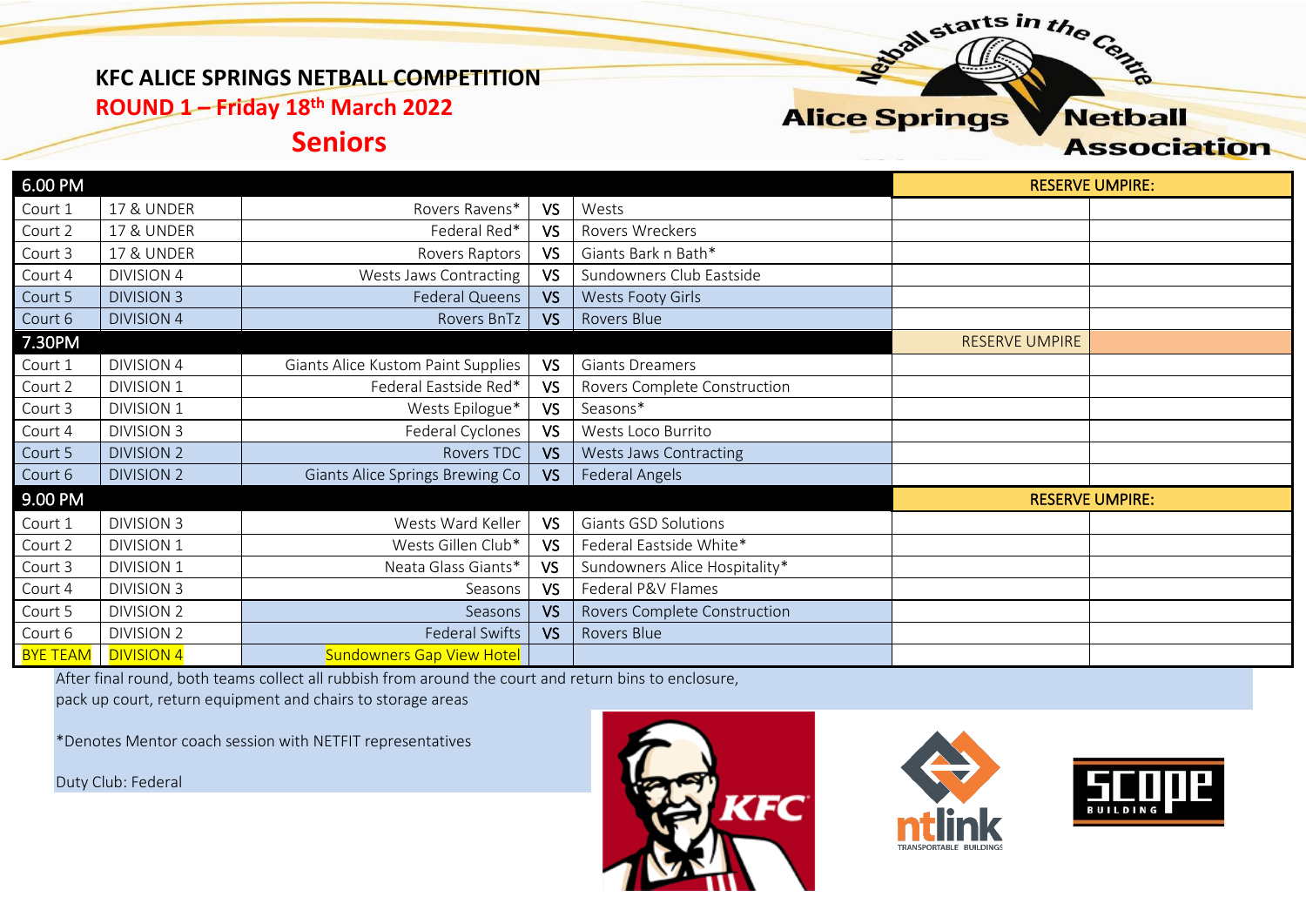**KFC ALICE SPRINGS NETBALL COMPETITION**

**ROUND 1 – Friday 18th March 2022**

**Seniors**

Alice Springs Netball Association

| | | | | | | |
|---|---|---|---|---|---|---|
| 6.00 PM | | | | | RESERVE UMPIRE: | |
| Court 1 | 17 & UNDER | Rovers Ravens* | VS | Wests | | |
| Court 2 | 17 & UNDER | Federal Red* | VS | Rovers Wreckers | | |
| Court 3 | 17 & UNDER | Rovers Raptors | VS | Giants Bark n Bath* | | |
| Court 4 | DIVISION 4 | Wests Jaws Contracting | VS | Sundowners Club Eastside | | |
| Court 5 | DIVISION 3 | Federal Queens | VS | Wests Footy Girls | | |
| Court 6 | DIVISION 4 | Rovers BnTz | VS | Rovers Blue | | |
| 7.30PM | | | | | RESERVE UMPIRE | |
| Court 1 | DIVISION 4 | Giants Alice Kustom Paint Supplies | VS | Giants Dreamers | | |
| Court 2 | DIVISION 1 | Federal Eastside Red* | VS | Rovers Complete Construction | | |
| Court 3 | DIVISION 1 | Wests Epilogue* | VS | Seasons* | | |
| Court 4 | DIVISION 3 | Federal Cyclones | VS | Wests Loco Burrito | | |
| Court 5 | DIVISION 2 | Rovers TDC | VS | Wests Jaws Contracting | | |
| Court 6 | DIVISION 2 | Giants Alice Springs Brewing Co | VS | Federal Angels | | |
| 9.00 PM | | | | | RESERVE UMPIRE: | |
| Court 1 | DIVISION 3 | Wests Ward Keller | VS | Giants GSD Solutions | | |
| Court 2 | DIVISION 1 | Wests Gillen Club* | VS | Federal Eastside White* | | |
| Court 3 | DIVISION 1 | Neata Glass Giants* | VS | Sundowners Alice Hospitality* | | |
| Court 4 | DIVISION 3 | Seasons | VS | Federal P&V Flames | | |
| Court 5 | DIVISION 2 | Seasons | VS | Rovers Complete Construction | | |
| Court 6 | DIVISION 2 | Federal Swifts | VS | Rovers Blue | | |
| BYE TEAM | DIVISION 4 | Sundowners Gap View Hotel | | | | |

After final round, both teams collect all rubbish from around the court and return bins to enclosure, pack up court, return equipment and chairs to storage areas

*Denotes Mentor coach session with NETFIT representatives

Duty Club: Federal